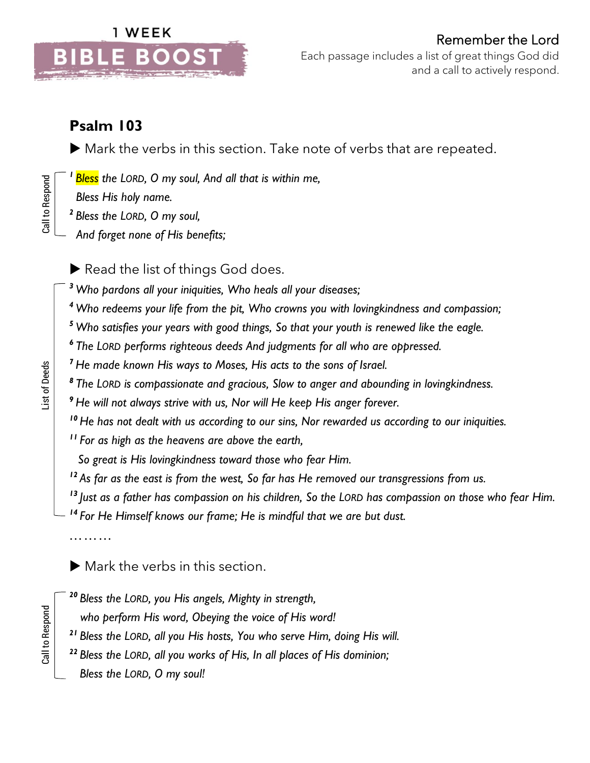1 WEEK

**BIBLE BOOST**

Remember the Lord

Each passage includes a list of great things God did and a call to actively respond.

## Psalm 103

▶ Mark the verbs in this section. Take note of verbs that are repeated.

*Call to Respond*

*[1] Bless the LORD, O my soul, And all that is within me,*
*Bless His holy name.*
*[2] Bless the LORD, O my soul,*
*And forget none of His benefits;*

▶ Read the list of things God does.

*List of Deeds*

*[3] Who pardons all your iniquities, Who heals all your diseases;*
*[4] Who redeems your life from the pit, Who crowns you with lovingkindness and compassion;*
*[5] Who satisfies your years with good things, So that your youth is renewed like the eagle.*
*[6] The LORD performs righteous deeds And judgments for all who are oppressed.*
*[7] He made known His ways to Moses, His acts to the sons of Israel.*
*[8] The LORD is compassionate and gracious, Slow to anger and abounding in lovingkindness.*
*[9] He will not always strive with us, Nor will He keep His anger forever.*
*[10] He has not dealt with us according to our sins, Nor rewarded us according to our iniquities.*
*[11] For as high as the heavens are above the earth,*
*So great is His lovingkindness toward those who fear Him.*
*[12] As far as the east is from the west, So far has He removed our transgressions from us.*
*[13] Just as a father has compassion on his children, So the LORD has compassion on those who fear Him.*
*[14] For He Himself knows our frame; He is mindful that we are but dust.*

.........

▶ Mark the verbs in this section.

*Call to Respond*

*[20] Bless the LORD, you His angels, Mighty in strength,*
*who perform His word, Obeying the voice of His word!*
*[21] Bless the LORD, all you His hosts, You who serve Him, doing His will.*
*[22] Bless the LORD, all you works of His, In all places of His dominion;*
*Bless the LORD, O my soul!*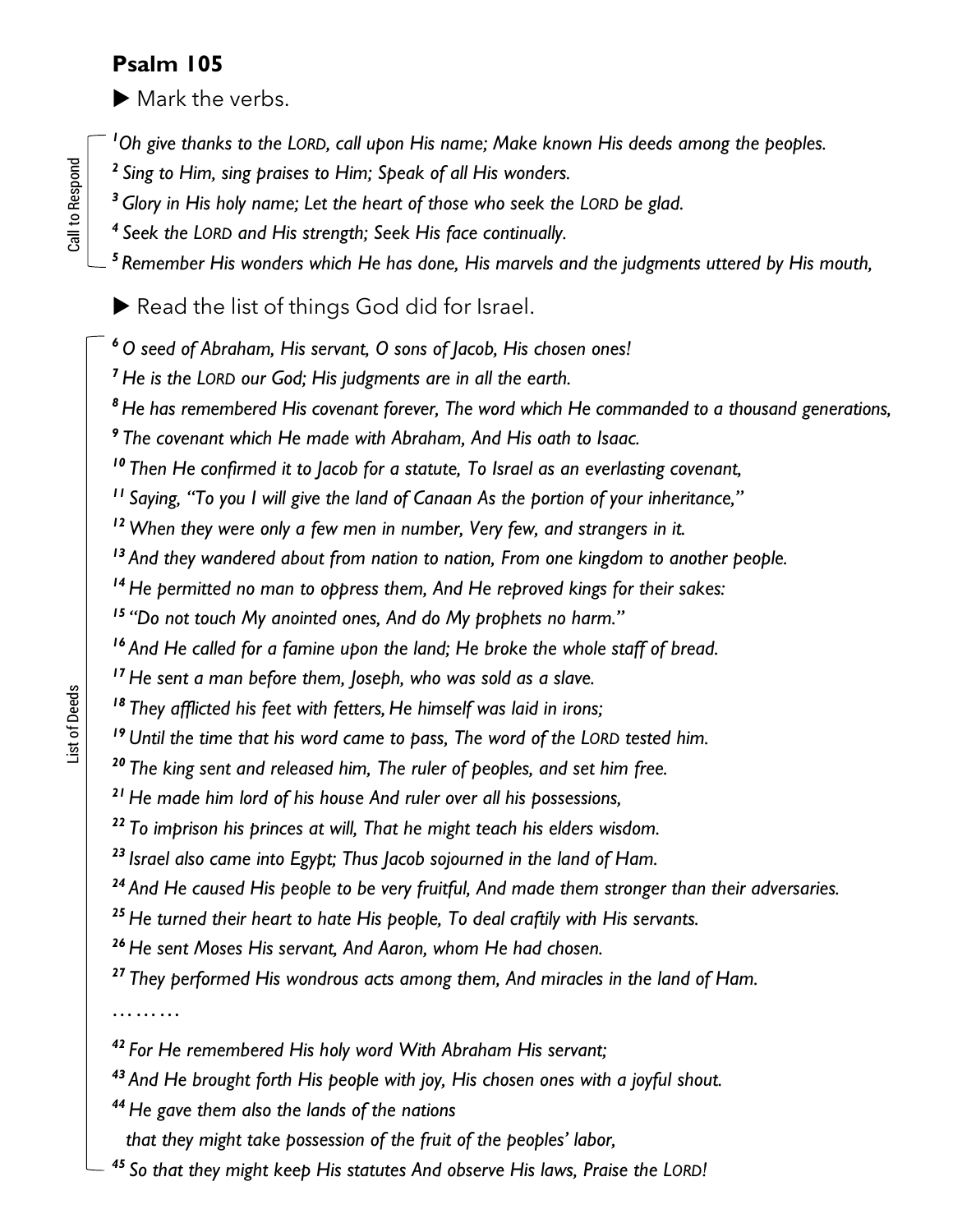## Psalm 105

▶ Mark the verbs.

*Call to Respond*

*[1] Oh give thanks to the LORD, call upon His name; Make known His deeds among the peoples.*

*[2] Sing to Him, sing praises to Him; Speak of all His wonders.*

*[3] Glory in His holy name; Let the heart of those who seek the LORD be glad.*

*[4] Seek the LORD and His strength; Seek His face continually.*

*[5] Remember His wonders which He has done, His marvels and the judgments uttered by His mouth,*

▶ Read the list of things God did for Israel.

*List of Deeds*

*[6] O seed of Abraham, His servant, O sons of Jacob, His chosen ones!*

*[7] He is the LORD our God; His judgments are in all the earth.*

*[8] He has remembered His covenant forever, The word which He commanded to a thousand generations,*

*[9] The covenant which He made with Abraham, And His oath to Isaac.*

*[10] Then He confirmed it to Jacob for a statute, To Israel as an everlasting covenant,*

*[11] Saying, "To you I will give the land of Canaan As the portion of your inheritance,"*

*[12] When they were only a few men in number, Very few, and strangers in it.*

*[13] And they wandered about from nation to nation, From one kingdom to another people.*

*[14] He permitted no man to oppress them, And He reproved kings for their sakes:*

*[15] "Do not touch My anointed ones, And do My prophets no harm."*

*[16] And He called for a famine upon the land; He broke the whole staff of bread.*

*[17] He sent a man before them, Joseph, who was sold as a slave.*

*[18] They afflicted his feet with fetters, He himself was laid in irons;*

*[19] Until the time that his word came to pass, The word of the LORD tested him.*

*[20] The king sent and released him, The ruler of peoples, and set him free.*

*[21] He made him lord of his house And ruler over all his possessions,*

*[22] To imprison his princes at will, That he might teach his elders wisdom.*

*[23] Israel also came into Egypt; Thus Jacob sojourned in the land of Ham.*

*[24] And He caused His people to be very fruitful, And made them stronger than their adversaries.*

*[25] He turned their heart to hate His people, To deal craftily with His servants.*

*[26] He sent Moses His servant, And Aaron, whom He had chosen.*

*[27] They performed His wondrous acts among them, And miracles in the land of Ham.*

………

*[42] For He remembered His holy word With Abraham His servant;*

*[43] And He brought forth His people with joy, His chosen ones with a joyful shout.*

*[44] He gave them also the lands of the nations*
*that they might take possession of the fruit of the peoples' labor,*

*[45] So that they might keep His statutes And observe His laws, Praise the LORD!*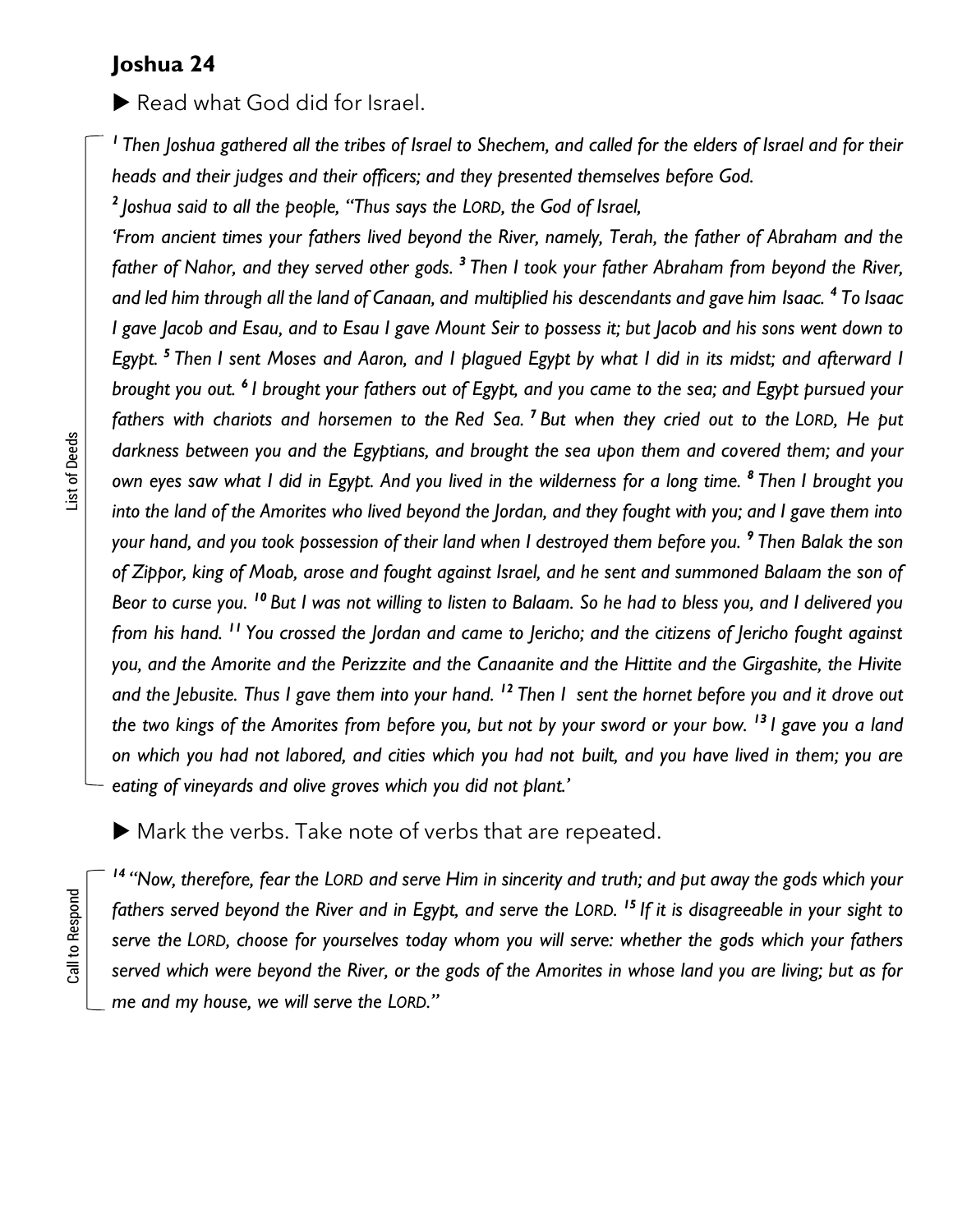## Joshua 24

▶ Read what God did for Israel.

*List of Deeds*

*[1] Then Joshua gathered all the tribes of Israel to Shechem, and called for the elders of Israel and for their heads and their judges and their officers; and they presented themselves before God.*

*[2] Joshua said to all the people, "Thus says the LORD, the God of Israel,*

*'From ancient times your fathers lived beyond the River, namely, Terah, the father of Abraham and the father of Nahor, and they served other gods. [3] Then I took your father Abraham from beyond the River, and led him through all the land of Canaan, and multiplied his descendants and gave him Isaac. [4] To Isaac I gave Jacob and Esau, and to Esau I gave Mount Seir to possess it; but Jacob and his sons went down to Egypt. [5] Then I sent Moses and Aaron, and I plagued Egypt by what I did in its midst; and afterward I brought you out. [6] I brought your fathers out of Egypt, and you came to the sea; and Egypt pursued your fathers with chariots and horsemen to the Red Sea. [7] But when they cried out to the LORD, He put darkness between you and the Egyptians, and brought the sea upon them and covered them; and your own eyes saw what I did in Egypt. And you lived in the wilderness for a long time. [8] Then I brought you into the land of the Amorites who lived beyond the Jordan, and they fought with you; and I gave them into your hand, and you took possession of their land when I destroyed them before you. [9] Then Balak the son of Zippor, king of Moab, arose and fought against Israel, and he sent and summoned Balaam the son of Beor to curse you. [10] But I was not willing to listen to Balaam. So he had to bless you, and I delivered you from his hand. [11] You crossed the Jordan and came to Jericho; and the citizens of Jericho fought against you, and the Amorite and the Perizzite and the Canaanite and the Hittite and the Girgashite, the Hivite and the Jebusite. Thus I gave them into your hand. [12] Then I sent the hornet before you and it drove out the two kings of the Amorites from before you, but not by your sword or your bow. [13] I gave you a land on which you had not labored, and cities which you had not built, and you have lived in them; you are eating of vineyards and olive groves which you did not plant.'*

▶ Mark the verbs. Take note of verbs that are repeated.

*Call to Respond*

*[14] "Now, therefore, fear the LORD and serve Him in sincerity and truth; and put away the gods which your fathers served beyond the River and in Egypt, and serve the LORD. [15] If it is disagreeable in your sight to serve the LORD, choose for yourselves today whom you will serve: whether the gods which your fathers served which were beyond the River, or the gods of the Amorites in whose land you are living; but as for me and my house, we will serve the LORD."*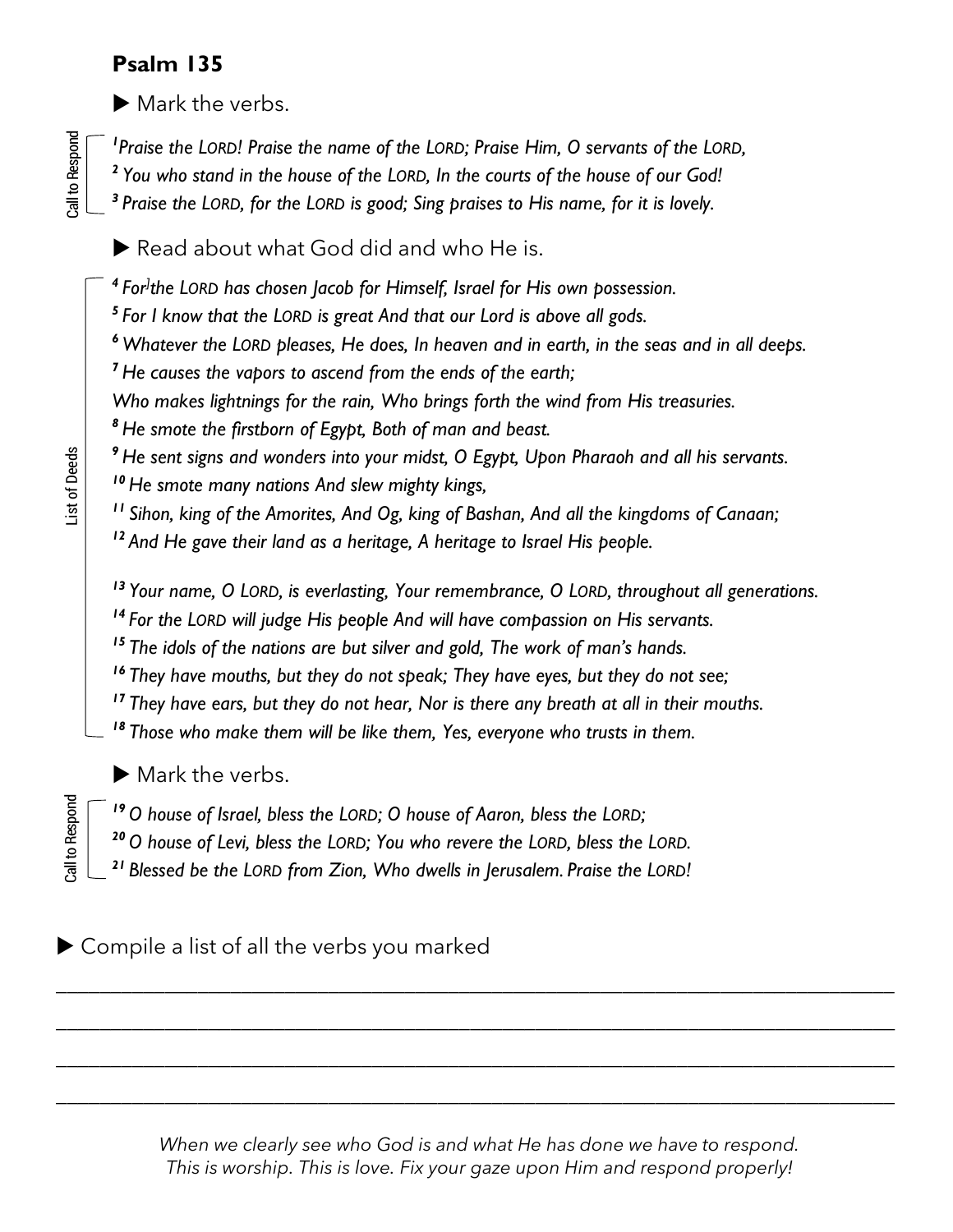## Psalm 135

▶ Mark the verbs.

Call to Respond

*[1] Praise the LORD! Praise the name of the LORD; Praise Him, O servants of the LORD,*
*[2] You who stand in the house of the LORD, In the courts of the house of our God!*
*[3] Praise the LORD, for the LORD is good; Sing praises to His name, for it is lovely.*

▶ Read about what God did and who He is.

List of Deeds

*[4] For the LORD has chosen Jacob for Himself, Israel for His own possession.*
*[5] For I know that the LORD is great And that our Lord is above all gods.*
*[6] Whatever the LORD pleases, He does, In heaven and in earth, in the seas and in all deeps.*
*[7] He causes the vapors to ascend from the ends of the earth;*
*Who makes lightnings for the rain, Who brings forth the wind from His treasuries.*
*[8] He smote the firstborn of Egypt, Both of man and beast.*
*[9] He sent signs and wonders into your midst, O Egypt, Upon Pharaoh and all his servants.*
*[10] He smote many nations And slew mighty kings,*
*[11] Sihon, king of the Amorites, And Og, king of Bashan, And all the kingdoms of Canaan;*
*[12] And He gave their land as a heritage, A heritage to Israel His people.*

*[13] Your name, O LORD, is everlasting, Your remembrance, O LORD, throughout all generations.*
*[14] For the LORD will judge His people And will have compassion on His servants.*
*[15] The idols of the nations are but silver and gold, The work of man's hands.*
*[16] They have mouths, but they do not speak; They have eyes, but they do not see;*
*[17] They have ears, but they do not hear, Nor is there any breath at all in their mouths.*
*[18] Those who make them will be like them, Yes, everyone who trusts in them.*

▶ Mark the verbs.

Call to Respond

*[19] O house of Israel, bless the LORD; O house of Aaron, bless the LORD;*
*[20] O house of Levi, bless the LORD; You who revere the LORD, bless the LORD.*
*[21] Blessed be the LORD from Zion, Who dwells in Jerusalem. Praise the LORD!*

▶ Compile a list of all the verbs you marked

______________________________________________________________________

______________________________________________________________________

______________________________________________________________________

______________________________________________________________________

*When we clearly see who God is and what He has done we have to respond. This is worship. This is love. Fix your gaze upon Him and respond properly!*